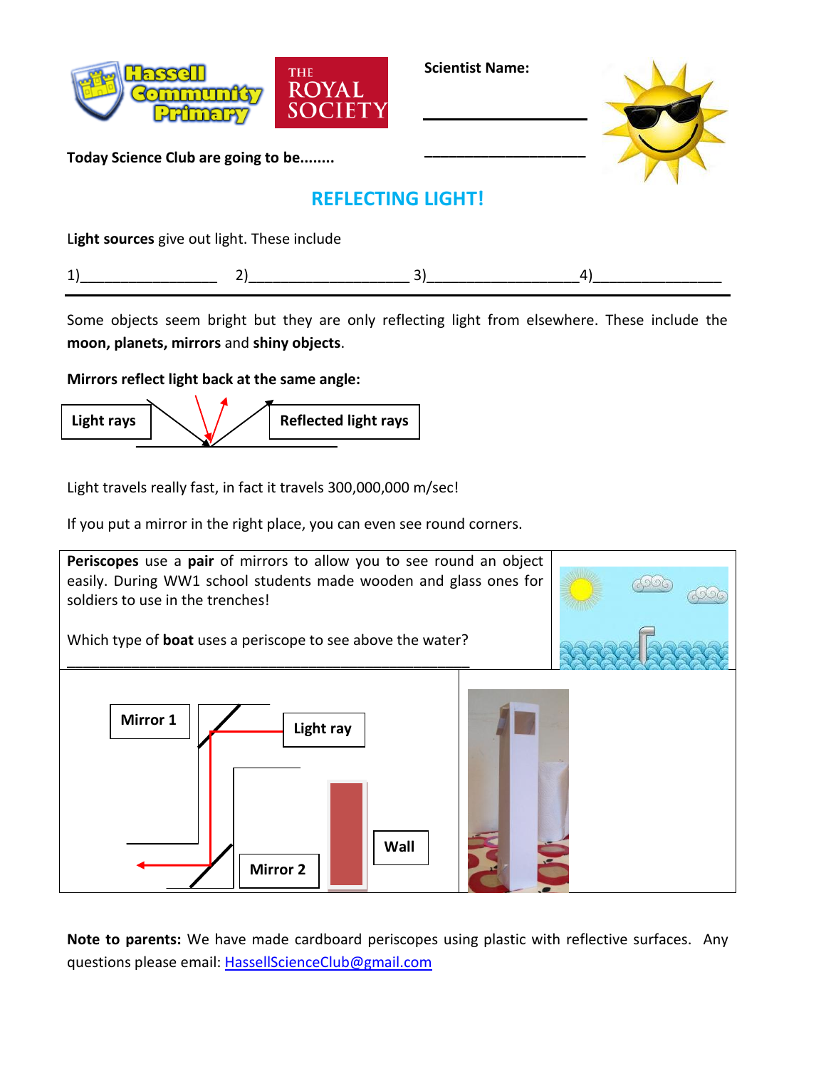Scientist Name:

___________________

___________________

**Today Science Club are going to be........**

## REFLECTING LIGHT!

**Light sources** give out light. These include

1)________________ 2)__________________ 3)_________________4)_______________

Some objects seem bright but they are only reflecting light from elsewhere. These include the **moon, planets, mirrors** and **shiny objects**.

**Mirrors reflect light back at the same angle:**

**Light rays** | **Reflected light rays**

Light travels really fast, in fact it travels 300,000,000 m/sec!

If you put a mirror in the right place, you can even see round corners.

**Periscopes** use a **pair** of mirrors to allow you to see round an object easily. During WW1 school students made wooden and glass ones for soldiers to use in the trenches!

Which type of **boat** uses a periscope to see above the water?

___________________________________________________

**Mirror 1** | **Light ray** | **Wall** | **Mirror 2**

**Note to parents:** We have made cardboard periscopes using plastic with reflective surfaces. Any questions please email: HassellScienceClub@gmail.com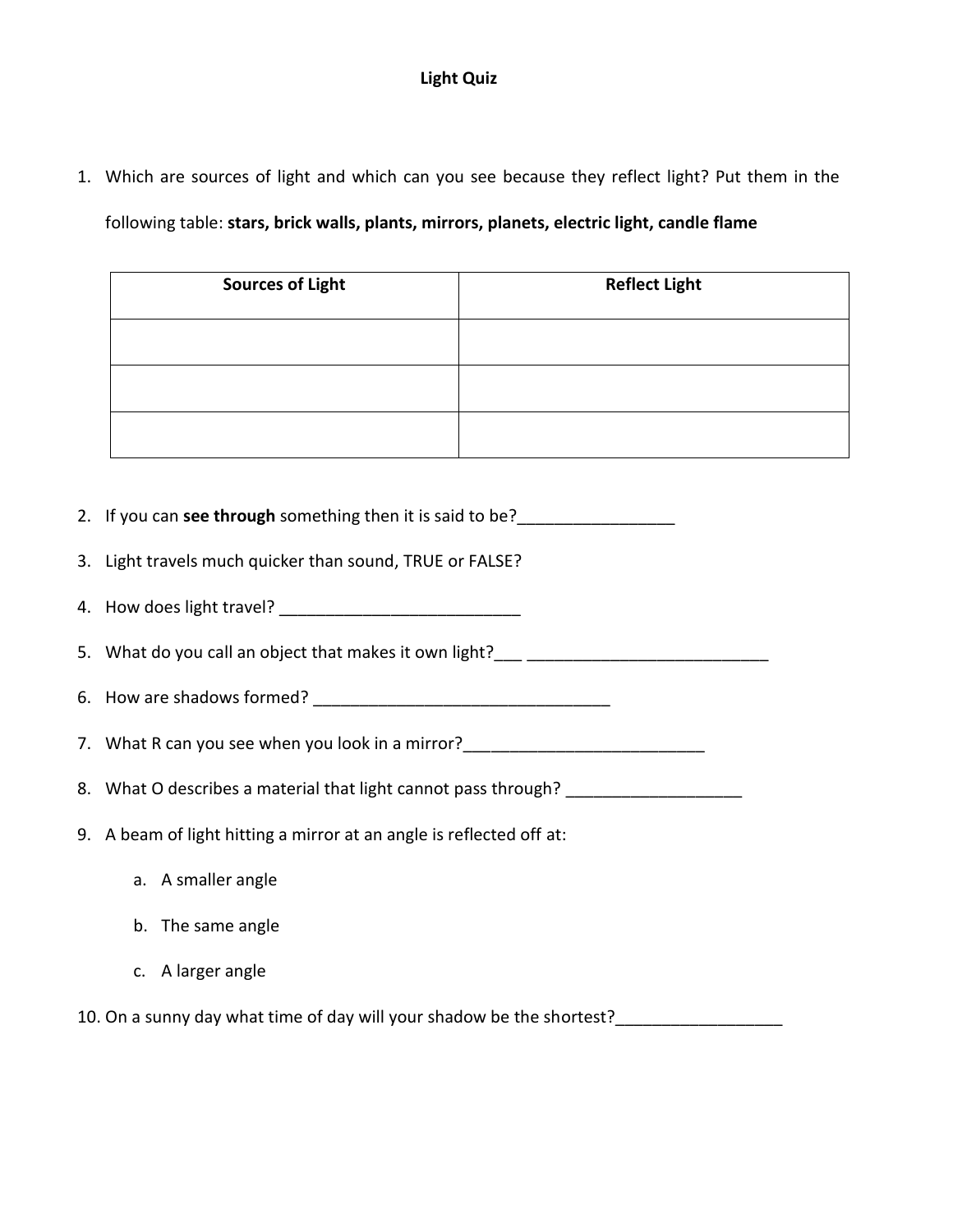**Light Quiz**

1. Which are sources of light and which can you see because they reflect light? Put them in the following table: **stars, brick walls, plants, mirrors, planets, electric light, candle flame**

| Sources of Light | Reflect Light |
|---|---|
| | |
| | |
| | |

2. If you can **see through** something then it is said to be?_________________
3. Light travels much quicker than sound, TRUE or FALSE?
4. How does light travel? __________________________
5. What do you call an object that makes it own light?___ ___________________________
6. How are shadows formed? ________________________________
7. What R can you see when you look in a mirror?__________________________
8. What O describes a material that light cannot pass through? ___________________
9. A beam of light hitting a mirror at an angle is reflected off at:
   a. A smaller angle
   b. The same angle
   c. A larger angle
10. On a sunny day what time of day will your shadow be the shortest?__________________